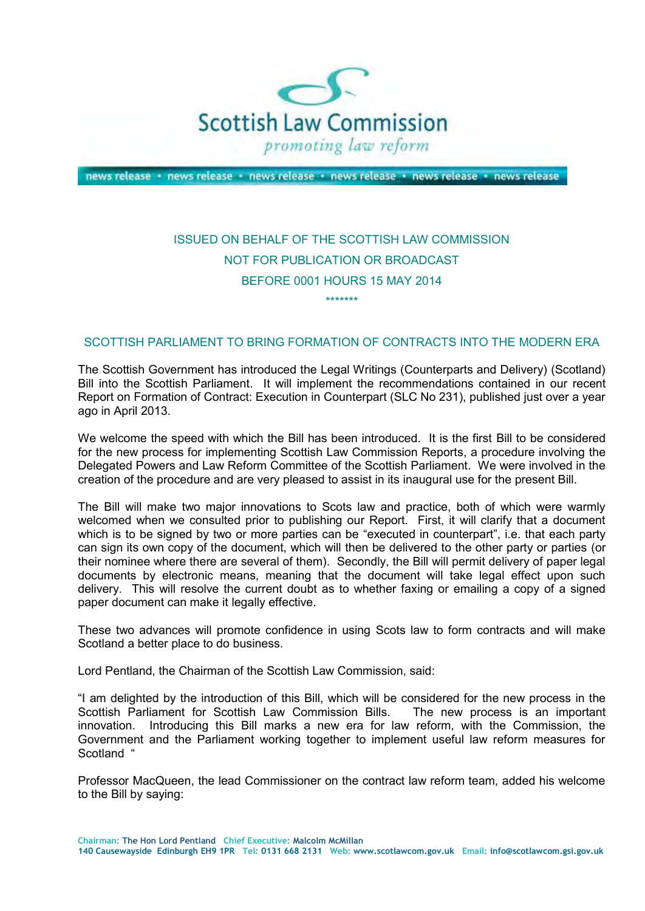Scottish Law Commission

*promoting law reform*

news release • news release • news release • news release • news release • news release

ISSUED ON BEHALF OF THE SCOTTISH LAW COMMISSION

NOT FOR PUBLICATION OR BROADCAST

BEFORE 0001 HOURS 15 MAY 2014

*******

## SCOTTISH PARLIAMENT TO BRING FORMATION OF CONTRACTS INTO THE MODERN ERA

The Scottish Government has introduced the Legal Writings (Counterparts and Delivery) (Scotland) Bill into the Scottish Parliament. It will implement the recommendations contained in our recent Report on Formation of Contract: Execution in Counterpart (SLC No 231), published just over a year ago in April 2013.

We welcome the speed with which the Bill has been introduced. It is the first Bill to be considered for the new process for implementing Scottish Law Commission Reports, a procedure involving the Delegated Powers and Law Reform Committee of the Scottish Parliament. We were involved in the creation of the procedure and are very pleased to assist in its inaugural use for the present Bill.

The Bill will make two major innovations to Scots law and practice, both of which were warmly welcomed when we consulted prior to publishing our Report. First, it will clarify that a document which is to be signed by two or more parties can be "executed in counterpart", i.e. that each party can sign its own copy of the document, which will then be delivered to the other party or parties (or their nominee where there are several of them). Secondly, the Bill will permit delivery of paper legal documents by electronic means, meaning that the document will take legal effect upon such delivery. This will resolve the current doubt as to whether faxing or emailing a copy of a signed paper document can make it legally effective.

These two advances will promote confidence in using Scots law to form contracts and will make Scotland a better place to do business.

Lord Pentland, the Chairman of the Scottish Law Commission, said:

"I am delighted by the introduction of this Bill, which will be considered for the new process in the Scottish Parliament for Scottish Law Commission Bills. The new process is an important innovation. Introducing this Bill marks a new era for law reform, with the Commission, the Government and the Parliament working together to implement useful law reform measures for Scotland "

Professor MacQueen, the lead Commissioner on the contract law reform team, added his welcome to the Bill by saying:

Chairman: The Hon Lord Pentland Chief Executive: Malcolm McMillan
140 Causewayside Edinburgh EH9 1PR Tel: 0131 668 2131 Web: www.scotlawcom.gov.uk Email: info@scotlawcom.gsi.gov.uk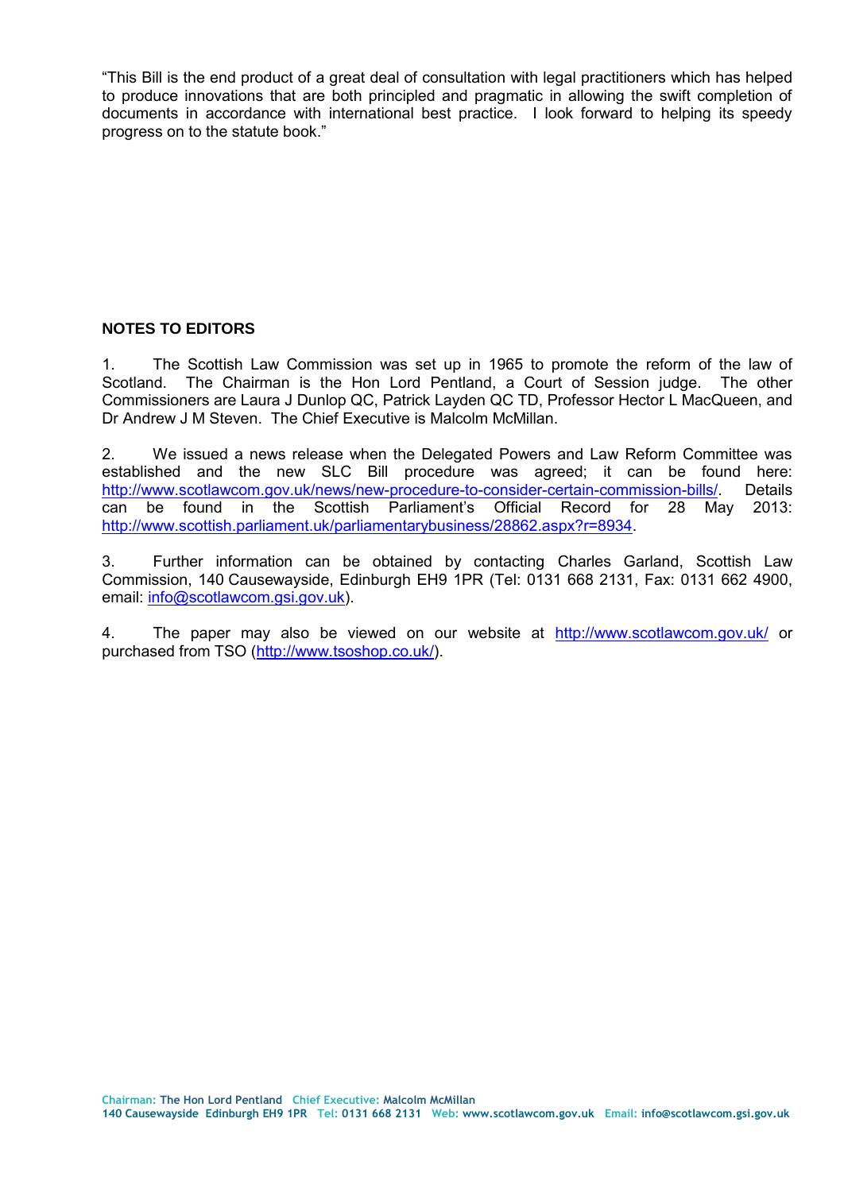"This Bill is the end product of a great deal of consultation with legal practitioners which has helped to produce innovations that are both principled and pragmatic in allowing the swift completion of documents in accordance with international best practice. I look forward to helping its speedy progress on to the statute book."

**NOTES TO EDITORS**

1. The Scottish Law Commission was set up in 1965 to promote the reform of the law of Scotland. The Chairman is the Hon Lord Pentland, a Court of Session judge. The other Commissioners are Laura J Dunlop QC, Patrick Layden QC TD, Professor Hector L MacQueen, and Dr Andrew J M Steven. The Chief Executive is Malcolm McMillan.

2. We issued a news release when the Delegated Powers and Law Reform Committee was established and the new SLC Bill procedure was agreed; it can be found here: http://www.scotlawcom.gov.uk/news/new-procedure-to-consider-certain-commission-bills/. Details can be found in the Scottish Parliament's Official Record for 28 May 2013: http://www.scottish.parliament.uk/parliamentarybusiness/28862.aspx?r=8934.

3. Further information can be obtained by contacting Charles Garland, Scottish Law Commission, 140 Causewayside, Edinburgh EH9 1PR (Tel: 0131 668 2131, Fax: 0131 662 4900, email: info@scotlawcom.gsi.gov.uk).

4. The paper may also be viewed on our website at http://www.scotlawcom.gov.uk/ or purchased from TSO (http://www.tsoshop.co.uk/).